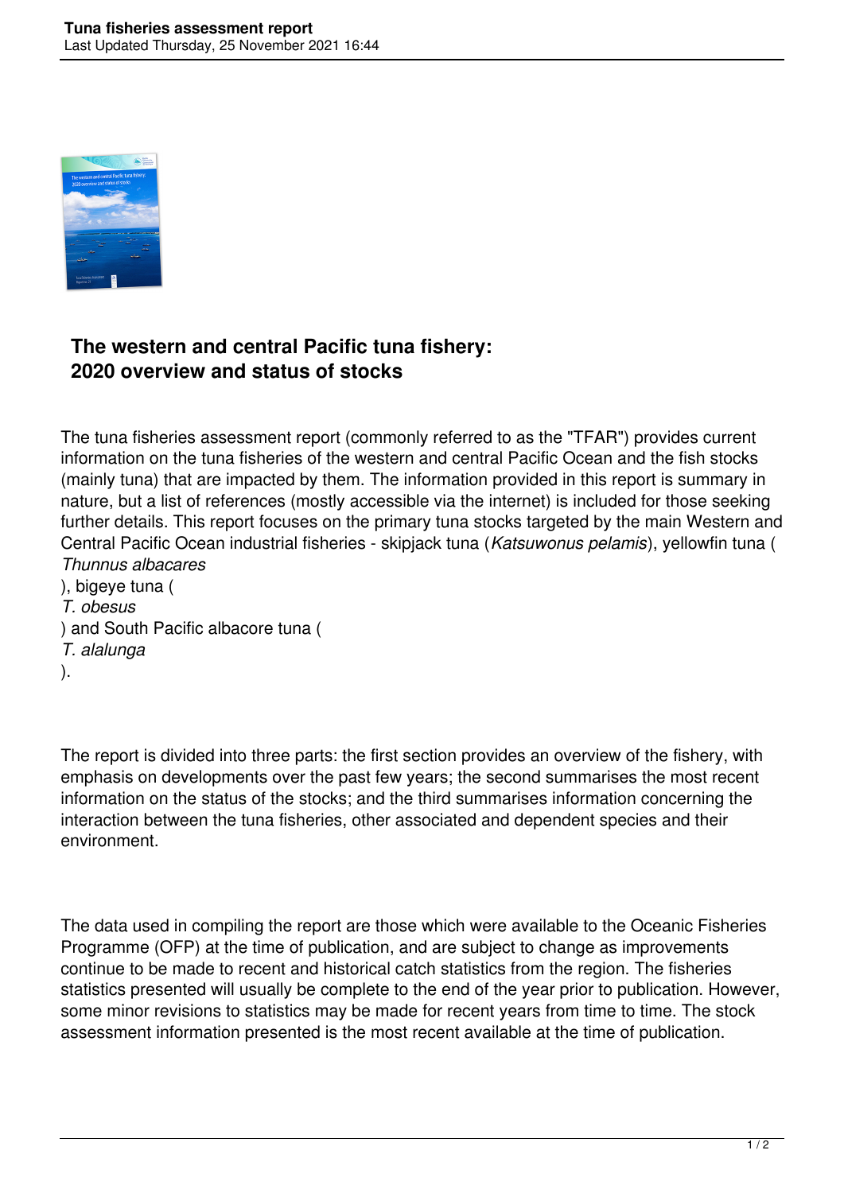## The western and central Pacific tuna fishery: 2020 overview and status of stocks

The tuna fisheries assessment report (commonly referred to as the "TFAR") provides current information on the tuna fisheries of the western and central Pacific Ocean and the fish stocks (mainly tuna) that are impacted by them. The information provided in this report is summary in nature, but a list of references (mostly accessible via the internet) is included for those seeking further details. This report focuses on the primary tuna stocks targeted by the main Western and Central Pacific Ocean industrial fisheries - skipjack tuna (*Katsuwonus pelamis*), yellowfin tuna (*Thunnus albacares*), bigeye tuna (*T. obesus*) and South Pacific albacore tuna (*T. alalunga*).

The report is divided into three parts: the first section provides an overview of the fishery, with emphasis on developments over the past few years; the second summarises the most recent information on the status of the stocks; and the third summarises information concerning the interaction between the tuna fisheries, other associated and dependent species and their environment.

The data used in compiling the report are those which were available to the Oceanic Fisheries Programme (OFP) at the time of publication, and are subject to change as improvements continue to be made to recent and historical catch statistics from the region. The fisheries statistics presented will usually be complete to the end of the year prior to publication. However, some minor revisions to statistics may be made for recent years from time to time. The stock assessment information presented is the most recent available at the time of publication.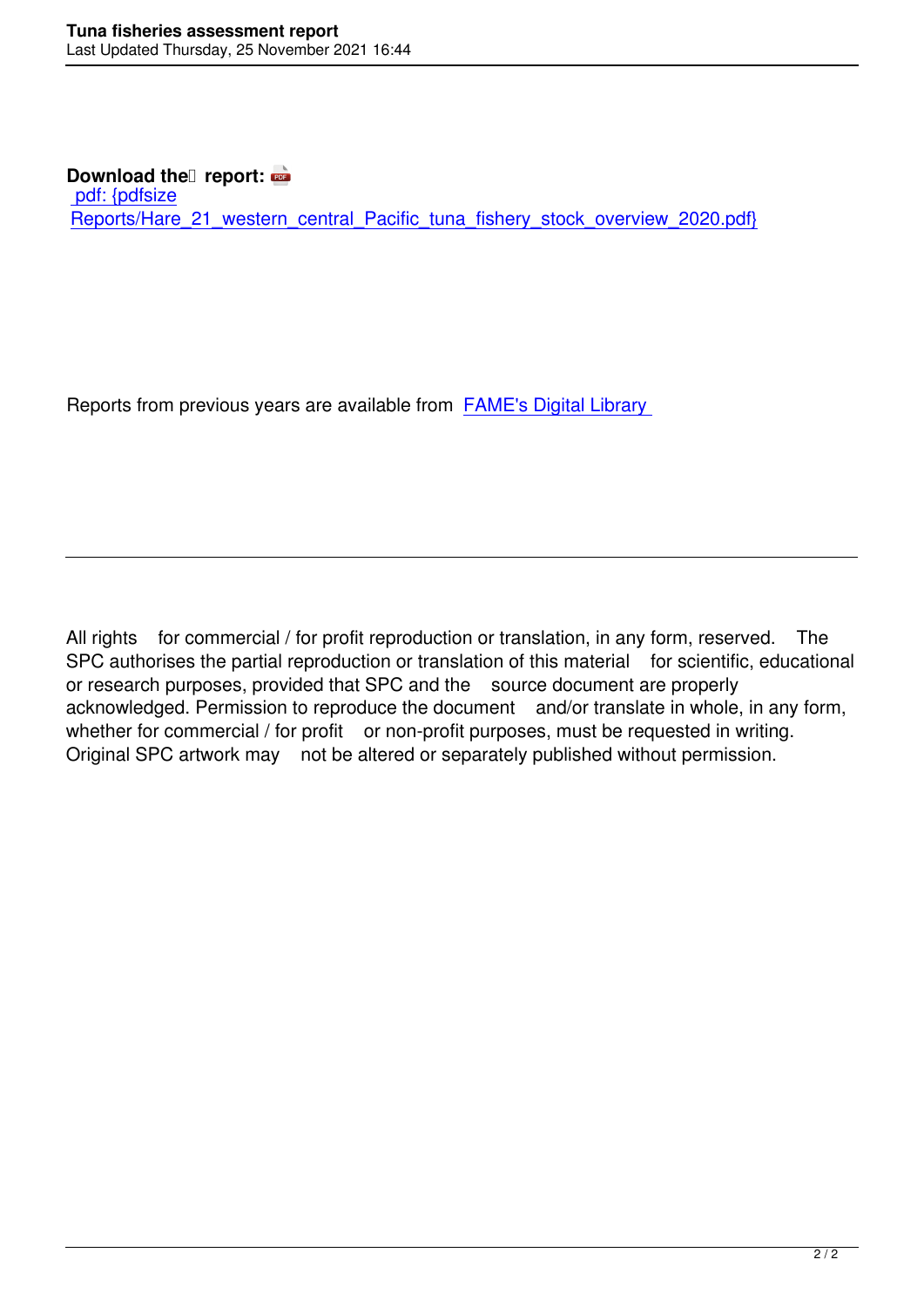**Download the report:**
pdf: {pdfsize Reports/Hare_21_western_central_Pacific_tuna_fishery_stock_overview_2020.pdf}

Reports from previous years are available from FAME's Digital Library

---

All rights for commercial / for profit reproduction or translation, in any form, reserved. The SPC authorises the partial reproduction or translation of this material for scientific, educational or research purposes, provided that SPC and the source document are properly acknowledged. Permission to reproduce the document and/or translate in whole, in any form, whether for commercial / for profit or non-profit purposes, must be requested in writing. Original SPC artwork may not be altered or separately published without permission.